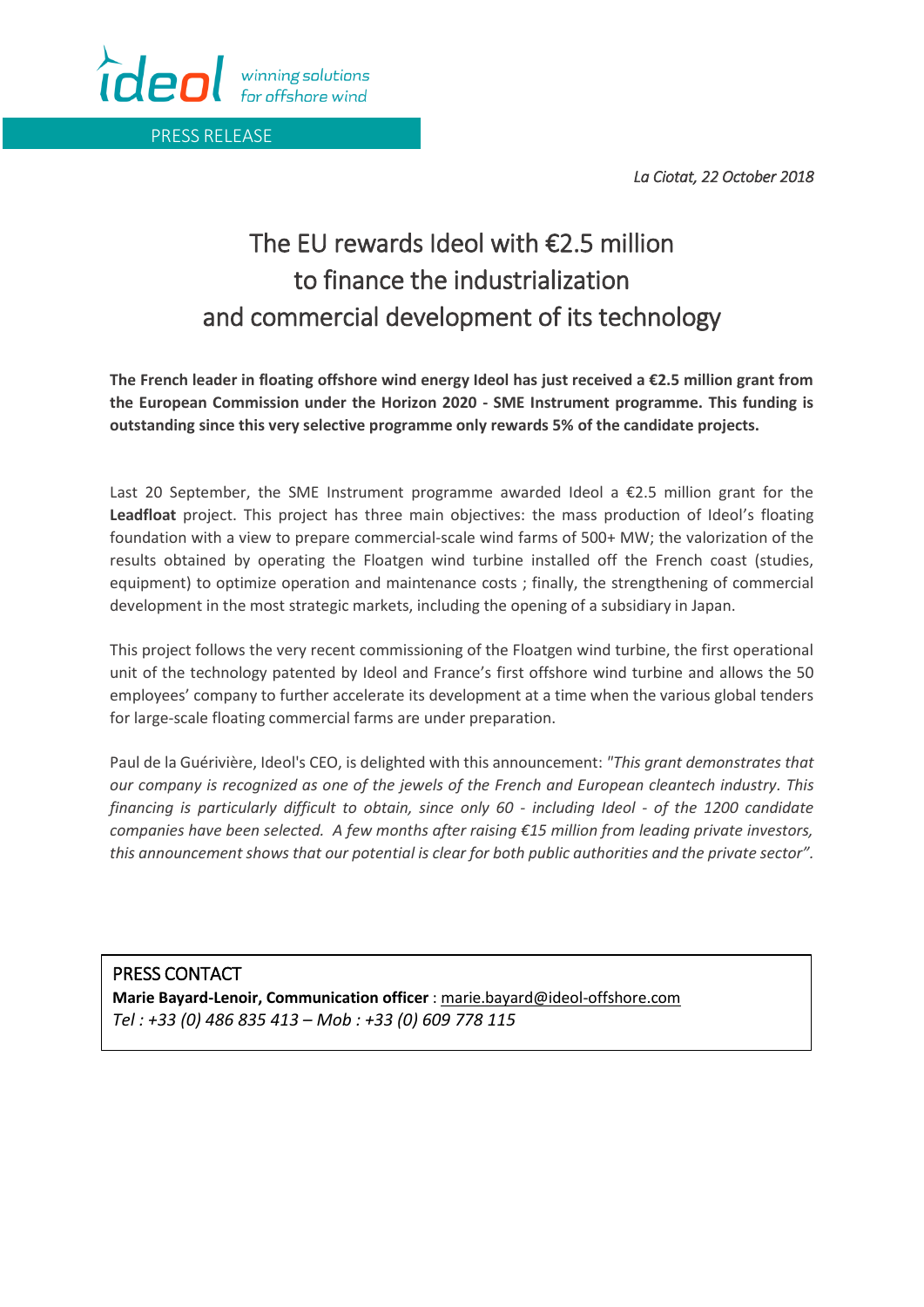ideol winning solutions for offshore wind

PRESS RELEASE

*La Ciotat, 22 October 2018*

# The EU rewards Ideol with €2.5 million to finance the industrialization and commercial development of its technology

**The French leader in floating offshore wind energy Ideol has just received a €2.5 million grant from the European Commission under the Horizon 2020 - SME Instrument programme. This funding is outstanding since this very selective programme only rewards 5% of the candidate projects.**

Last 20 September, the SME Instrument programme awarded Ideol a €2.5 million grant for the **Leadfloat** project. This project has three main objectives: the mass production of Ideol's floating foundation with a view to prepare commercial-scale wind farms of 500+ MW; the valorization of the results obtained by operating the Floatgen wind turbine installed off the French coast (studies, equipment) to optimize operation and maintenance costs ; finally, the strengthening of commercial development in the most strategic markets, including the opening of a subsidiary in Japan.

This project follows the very recent commissioning of the Floatgen wind turbine, the first operational unit of the technology patented by Ideol and France's first offshore wind turbine and allows the 50 employees' company to further accelerate its development at a time when the various global tenders for large-scale floating commercial farms are under preparation.

Paul de la Guérivière, Ideol's CEO, is delighted with this announcement: *"This grant demonstrates that our company is recognized as one of the jewels of the French and European cleantech industry. This financing is particularly difficult to obtain, since only 60 - including Ideol - of the 1200 candidate companies have been selected. A few months after raising €15 million from leading private investors, this announcement shows that our potential is clear for both public authorities and the private sector".*

PRESS CONTACT

**Marie Bayard-Lenoir, Communication officer** : marie.bayard@ideol-offshore.com

*Tel : +33 (0) 486 835 413 – Mob : +33 (0) 609 778 115*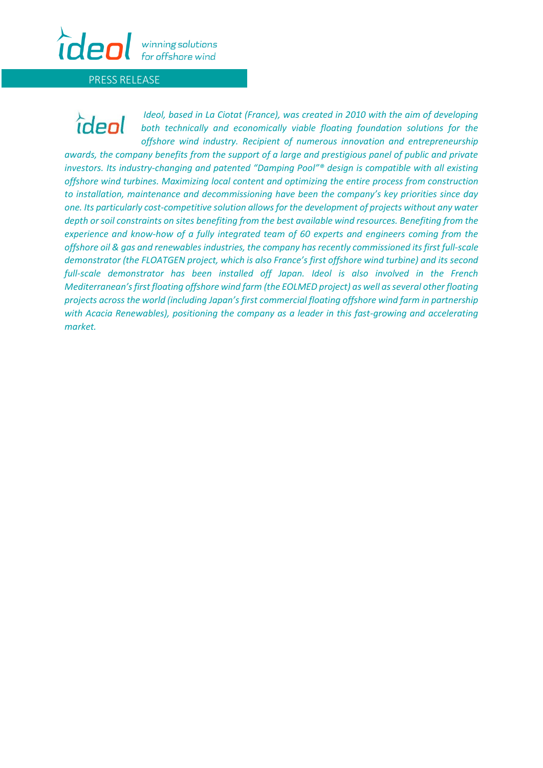PRESS RELEASE

*Ideol, based in La Ciotat (France), was created in 2010 with the aim of developing both technically and economically viable floating foundation solutions for the offshore wind industry. Recipient of numerous innovation and entrepreneurship awards, the company benefits from the support of a large and prestigious panel of public and private investors. Its industry-changing and patented "Damping Pool"® design is compatible with all existing offshore wind turbines. Maximizing local content and optimizing the entire process from construction to installation, maintenance and decommissioning have been the company's key priorities since day one. Its particularly cost-competitive solution allows for the development of projects without any water depth or soil constraints on sites benefiting from the best available wind resources. Benefiting from the experience and know-how of a fully integrated team of 60 experts and engineers coming from the offshore oil & gas and renewables industries, the company has recently commissioned its first full-scale demonstrator (the FLOATGEN project, which is also France's first offshore wind turbine) and its second full-scale demonstrator has been installed off Japan. Ideol is also involved in the French Mediterranean's first floating offshore wind farm (the EOLMED project) as well as several other floating projects across the world (including Japan's first commercial floating offshore wind farm in partnership with Acacia Renewables), positioning the company as a leader in this fast-growing and accelerating market.*